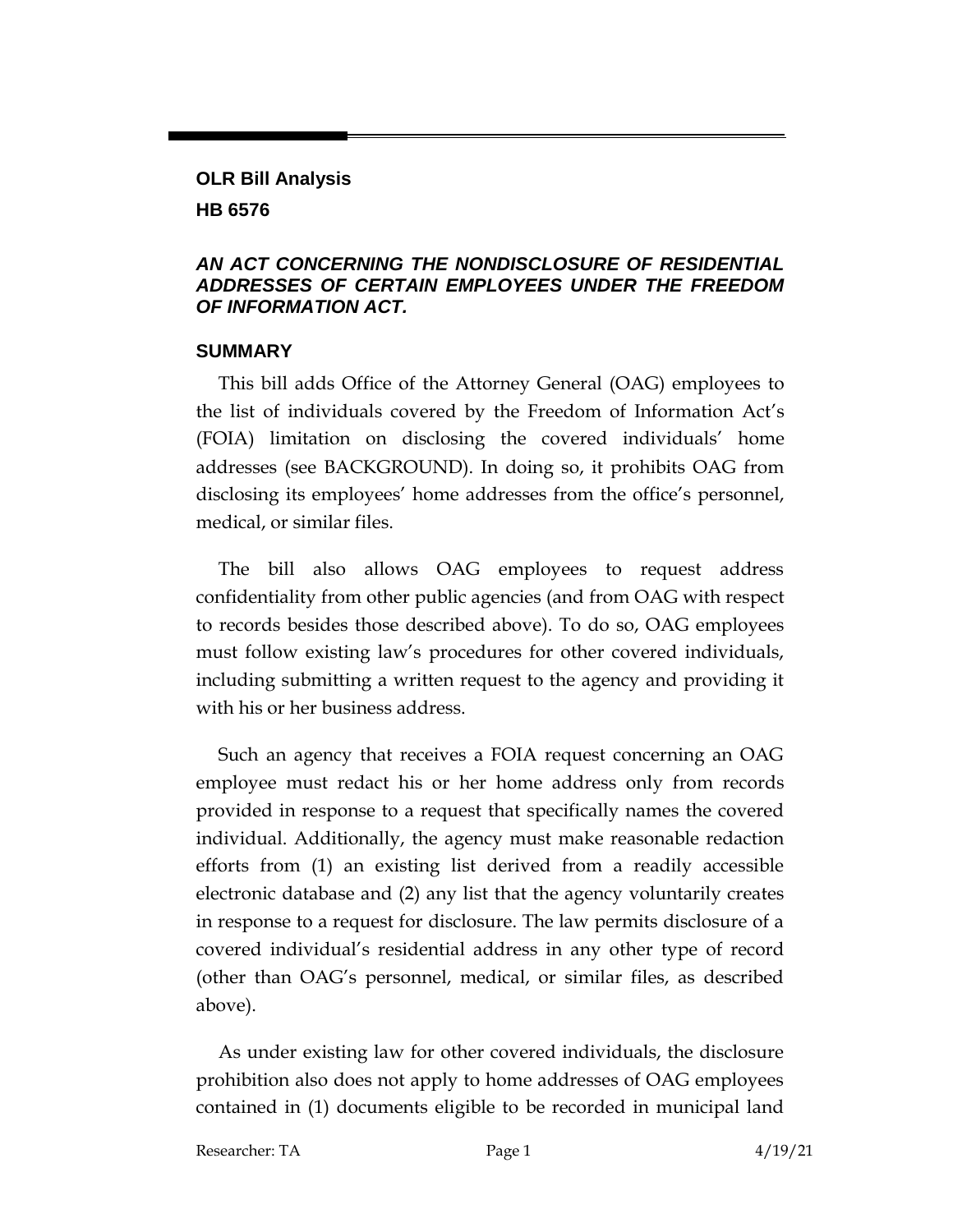**OLR Bill Analysis**

**HB 6576**

***AN ACT CONCERNING THE NONDISCLOSURE OF RESIDENTIAL ADDRESSES OF CERTAIN EMPLOYEES UNDER THE FREEDOM OF INFORMATION ACT.***

## SUMMARY

This bill adds Office of the Attorney General (OAG) employees to the list of individuals covered by the Freedom of Information Act's (FOIA) limitation on disclosing the covered individuals' home addresses (see BACKGROUND). In doing so, it prohibits OAG from disclosing its employees' home addresses from the office's personnel, medical, or similar files.

The bill also allows OAG employees to request address confidentiality from other public agencies (and from OAG with respect to records besides those described above). To do so, OAG employees must follow existing law's procedures for other covered individuals, including submitting a written request to the agency and providing it with his or her business address.

Such an agency that receives a FOIA request concerning an OAG employee must redact his or her home address only from records provided in response to a request that specifically names the covered individual. Additionally, the agency must make reasonable redaction efforts from (1) an existing list derived from a readily accessible electronic database and (2) any list that the agency voluntarily creates in response to a request for disclosure. The law permits disclosure of a covered individual's residential address in any other type of record (other than OAG's personnel, medical, or similar files, as described above).

As under existing law for other covered individuals, the disclosure prohibition also does not apply to home addresses of OAG employees contained in (1) documents eligible to be recorded in municipal land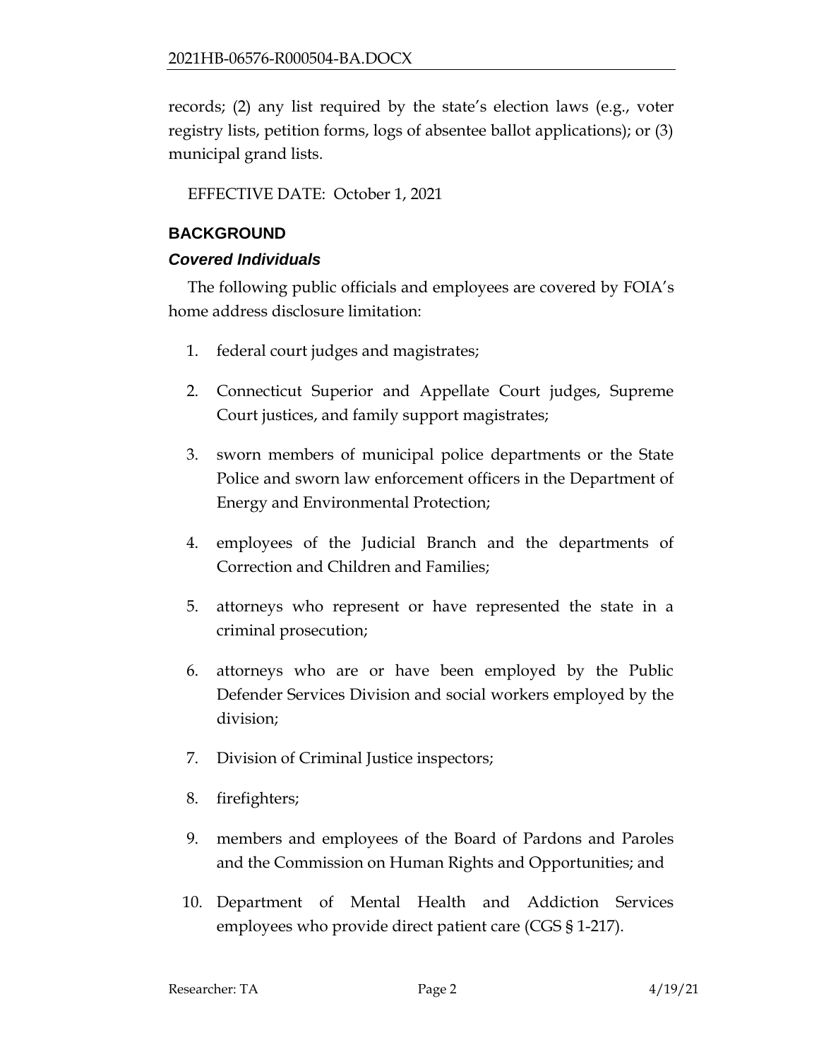records; (2) any list required by the state's election laws (e.g., voter registry lists, petition forms, logs of absentee ballot applications); or (3) municipal grand lists.

EFFECTIVE DATE: October 1, 2021

## BACKGROUND

### *Covered Individuals*

The following public officials and employees are covered by FOIA's home address disclosure limitation:

1. federal court judges and magistrates;
2. Connecticut Superior and Appellate Court judges, Supreme Court justices, and family support magistrates;
3. sworn members of municipal police departments or the State Police and sworn law enforcement officers in the Department of Energy and Environmental Protection;
4. employees of the Judicial Branch and the departments of Correction and Children and Families;
5. attorneys who represent or have represented the state in a criminal prosecution;
6. attorneys who are or have been employed by the Public Defender Services Division and social workers employed by the division;
7. Division of Criminal Justice inspectors;
8. firefighters;
9. members and employees of the Board of Pardons and Paroles and the Commission on Human Rights and Opportunities; and
10. Department of Mental Health and Addiction Services employees who provide direct patient care (CGS § 1-217).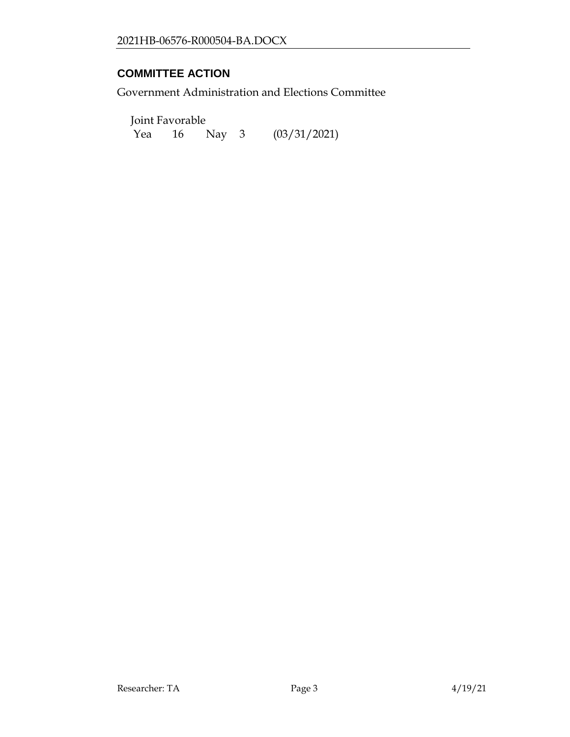## COMMITTEE ACTION

Government Administration and Elections Committee

Joint Favorable

| | | | | |
|---|---|---|---|---|
| Yea | 16 | Nay | 3 | (03/31/2021) |